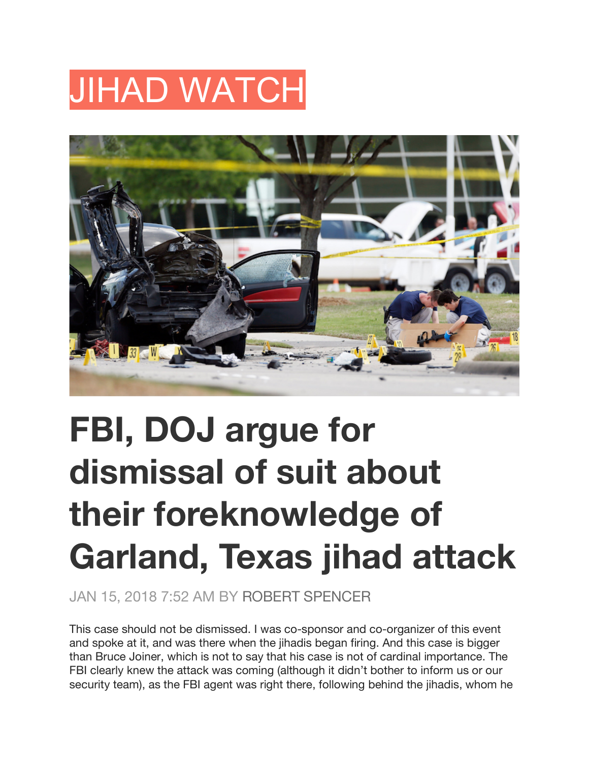JIHAD WATCH

# FBI, DOJ argue for dismissal of suit about their foreknowledge of Garland, Texas jihad attack

JAN 15, 2018 7:52 AM BY ROBERT SPENCER

This case should not be dismissed. I was co-sponsor and co-organizer of this event and spoke at it, and was there when the jihadis began firing. And this case is bigger than Bruce Joiner, which is not to say that his case is not of cardinal importance. The FBI clearly knew the attack was coming (although it didn't bother to inform us or our security team), as the FBI agent was right there, following behind the jihadis, whom he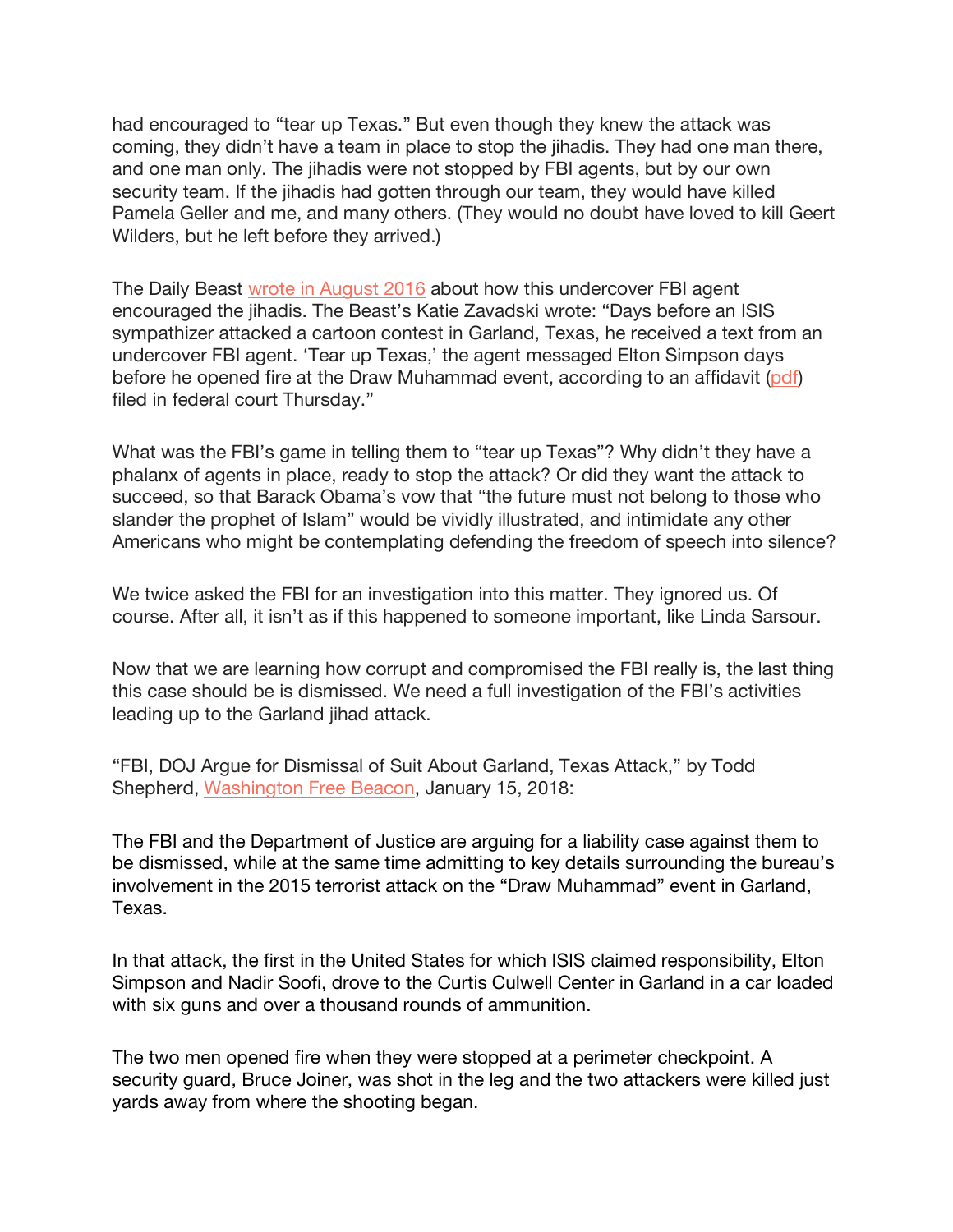had encouraged to "tear up Texas." But even though they knew the attack was coming, they didn't have a team in place to stop the jihadis. They had one man there, and one man only. The jihadis were not stopped by FBI agents, but by our own security team. If the jihadis had gotten through our team, they would have killed Pamela Geller and me, and many others. (They would no doubt have loved to kill Geert Wilders, but he left before they arrived.)

The Daily Beast [wrote in August 2016](#) about how this undercover FBI agent encouraged the jihadis. The Beast's Katie Zavadski wrote: "Days before an ISIS sympathizer attacked a cartoon contest in Garland, Texas, he received a text from an undercover FBI agent. 'Tear up Texas,' the agent messaged Elton Simpson days before he opened fire at the Draw Muhammad event, according to an affidavit ([pdf](#)) filed in federal court Thursday."

What was the FBI's game in telling them to "tear up Texas"? Why didn't they have a phalanx of agents in place, ready to stop the attack? Or did they want the attack to succeed, so that Barack Obama's vow that "the future must not belong to those who slander the prophet of Islam" would be vividly illustrated, and intimidate any other Americans who might be contemplating defending the freedom of speech into silence?

We twice asked the FBI for an investigation into this matter. They ignored us. Of course. After all, it isn't as if this happened to someone important, like Linda Sarsour.

Now that we are learning how corrupt and compromised the FBI really is, the last thing this case should be is dismissed. We need a full investigation of the FBI's activities leading up to the Garland jihad attack.

"FBI, DOJ Argue for Dismissal of Suit About Garland, Texas Attack," by Todd Shepherd, [Washington Free Beacon](#), January 15, 2018:

The FBI and the Department of Justice are arguing for a liability case against them to be dismissed, while at the same time admitting to key details surrounding the bureau's involvement in the 2015 terrorist attack on the "Draw Muhammad" event in Garland, Texas.

In that attack, the first in the United States for which ISIS claimed responsibility, Elton Simpson and Nadir Soofi, drove to the Curtis Culwell Center in Garland in a car loaded with six guns and over a thousand rounds of ammunition.

The two men opened fire when they were stopped at a perimeter checkpoint. A security guard, Bruce Joiner, was shot in the leg and the two attackers were killed just yards away from where the shooting began.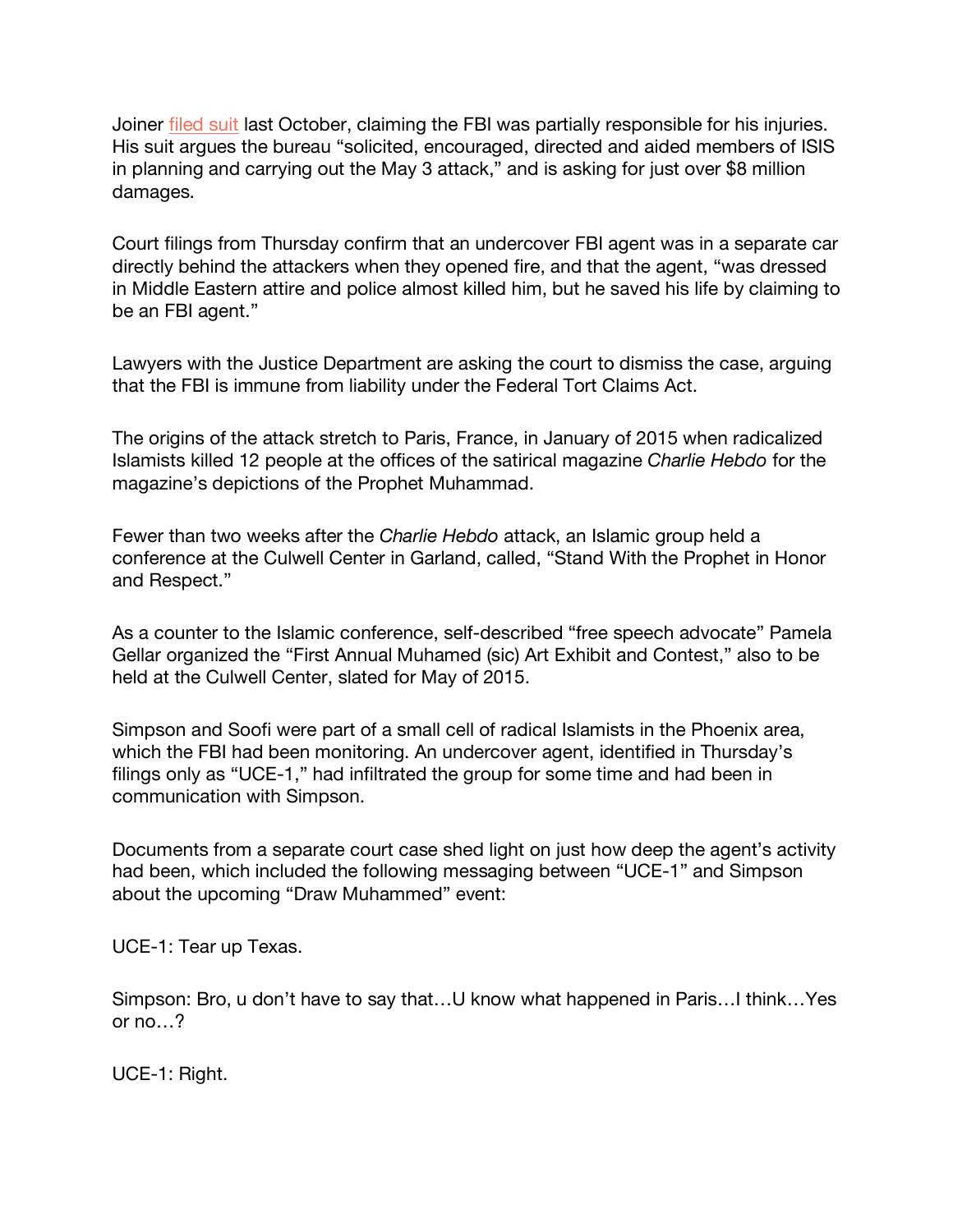Joiner [filed suit](#) last October, claiming the FBI was partially responsible for his injuries. His suit argues the bureau "solicited, encouraged, directed and aided members of ISIS in planning and carrying out the May 3 attack," and is asking for just over $8 million damages.

Court filings from Thursday confirm that an undercover FBI agent was in a separate car directly behind the attackers when they opened fire, and that the agent, "was dressed in Middle Eastern attire and police almost killed him, but he saved his life by claiming to be an FBI agent."

Lawyers with the Justice Department are asking the court to dismiss the case, arguing that the FBI is immune from liability under the Federal Tort Claims Act.

The origins of the attack stretch to Paris, France, in January of 2015 when radicalized Islamists killed 12 people at the offices of the satirical magazine *Charlie Hebdo* for the magazine's depictions of the Prophet Muhammad.

Fewer than two weeks after the *Charlie Hebdo* attack, an Islamic group held a conference at the Culwell Center in Garland, called, "Stand With the Prophet in Honor and Respect."

As a counter to the Islamic conference, self-described "free speech advocate" Pamela Gellar organized the "First Annual Muhamed (sic) Art Exhibit and Contest," also to be held at the Culwell Center, slated for May of 2015.

Simpson and Soofi were part of a small cell of radical Islamists in the Phoenix area, which the FBI had been monitoring. An undercover agent, identified in Thursday's filings only as "UCE-1," had infiltrated the group for some time and had been in communication with Simpson.

Documents from a separate court case shed light on just how deep the agent's activity had been, which included the following messaging between "UCE-1" and Simpson about the upcoming "Draw Muhammed" event:

UCE-1: Tear up Texas.

Simpson: Bro, u don't have to say that…U know what happened in Paris…I think…Yes or no…?

UCE-1: Right.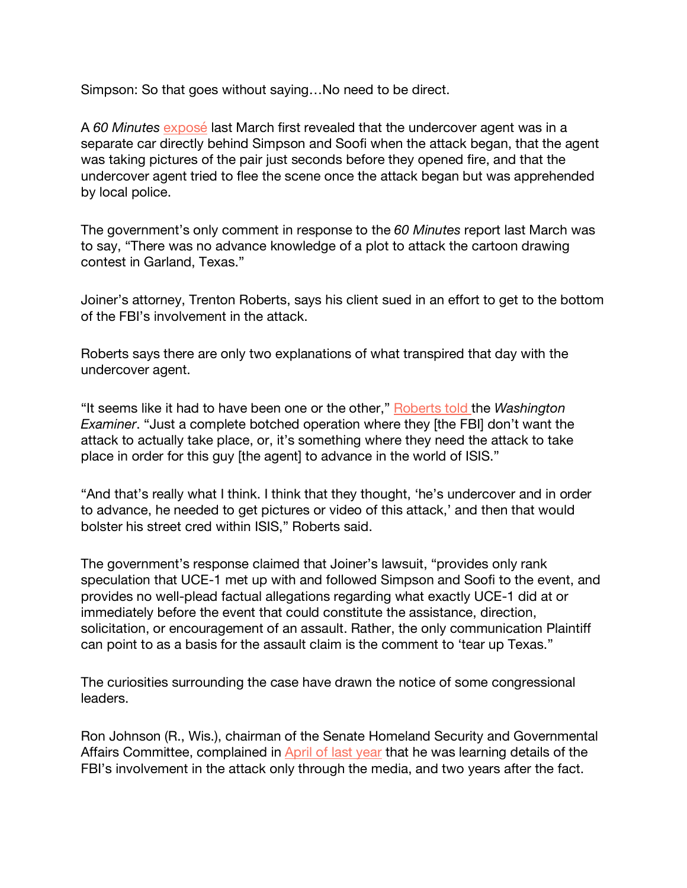Simpson: So that goes without saying…No need to be direct.

A *60 Minutes* exposé last March first revealed that the undercover agent was in a separate car directly behind Simpson and Soofi when the attack began, that the agent was taking pictures of the pair just seconds before they opened fire, and that the undercover agent tried to flee the scene once the attack began but was apprehended by local police.

The government's only comment in response to the *60 Minutes* report last March was to say, "There was no advance knowledge of a plot to attack the cartoon drawing contest in Garland, Texas."

Joiner's attorney, Trenton Roberts, says his client sued in an effort to get to the bottom of the FBI's involvement in the attack.

Roberts says there are only two explanations of what transpired that day with the undercover agent.

"It seems like it had to have been one or the other," Roberts told the *Washington Examiner*. "Just a complete botched operation where they [the FBI] don't want the attack to actually take place, or, it's something where they need the attack to take place in order for this guy [the agent] to advance in the world of ISIS."

"And that's really what I think. I think that they thought, 'he's undercover and in order to advance, he needed to get pictures or video of this attack,' and then that would bolster his street cred within ISIS," Roberts said.

The government's response claimed that Joiner's lawsuit, "provides only rank speculation that UCE-1 met up with and followed Simpson and Soofi to the event, and provides no well-plead factual allegations regarding what exactly UCE-1 did at or immediately before the event that could constitute the assistance, direction, solicitation, or encouragement of an assault. Rather, the only communication Plaintiff can point to as a basis for the assault claim is the comment to 'tear up Texas."

The curiosities surrounding the case have drawn the notice of some congressional leaders.

Ron Johnson (R., Wis.), chairman of the Senate Homeland Security and Governmental Affairs Committee, complained in April of last year that he was learning details of the FBI's involvement in the attack only through the media, and two years after the fact.